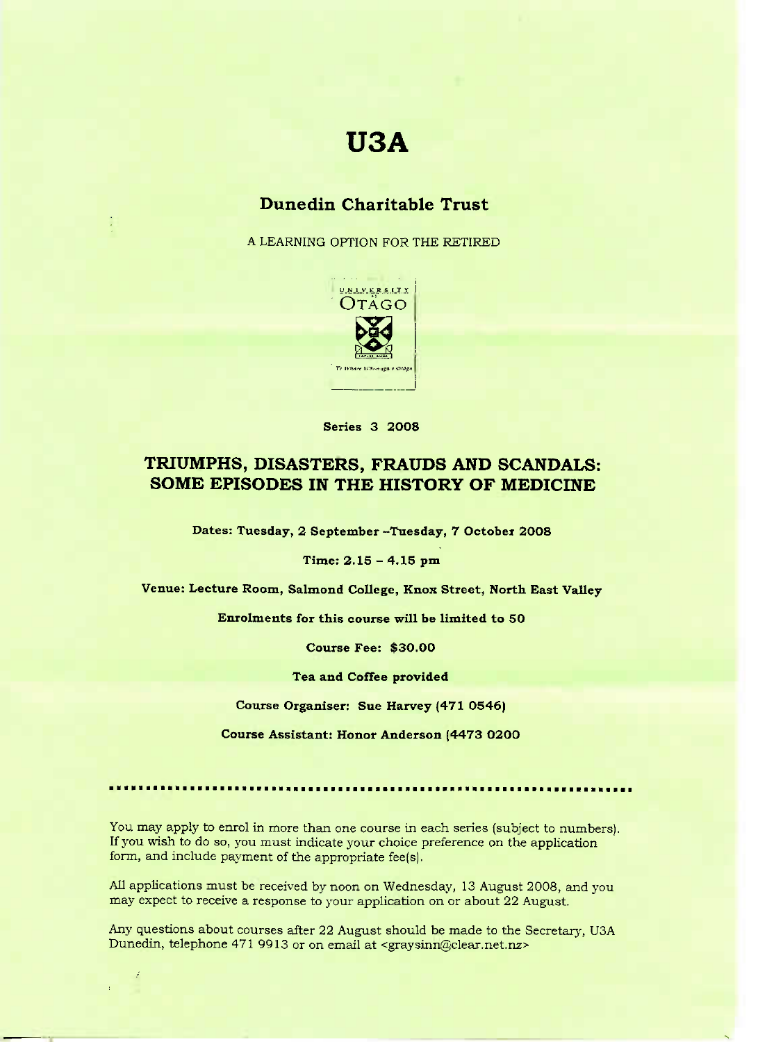# U3A

## Dunedin Charitable Trust

A LEARNING OPTION FOR THE RETIRED

UNIVERSITY OF OTAGO

Te Whare Wānanga o Otāgo

**Series 3 2008**

## TRIUMPHS, DISASTERS, FRAUDS AND SCANDALS: SOME EPISODES IN THE HISTORY OF MEDICINE

**Dates: Tuesday, 2 September –Tuesday, 7 October 2008**

**Time: 2.15 – 4.15 pm**

**Venue: Lecture Room, Salmond College, Knox Street, North East Valley**

**Enrolments for this course will be limited to 50**

**Course Fee: $30.00**

**Tea and Coffee provided**

**Course Organiser: Sue Harvey (471 0546)**

**Course Assistant: Honor Anderson (4473 0200**

---

You may apply to enrol in more than one course in each series (subject to numbers). If you wish to do so, you must indicate your choice preference on the application form, and include payment of the appropriate fee(s).

All applications must be received by noon on Wednesday, 13 August 2008, and you may expect to receive a response to your application on or about 22 August.

Any questions about courses after 22 August should be made to the Secretary, U3A Dunedin, telephone 471 9913 or on email at <graysinn@clear.net.nz>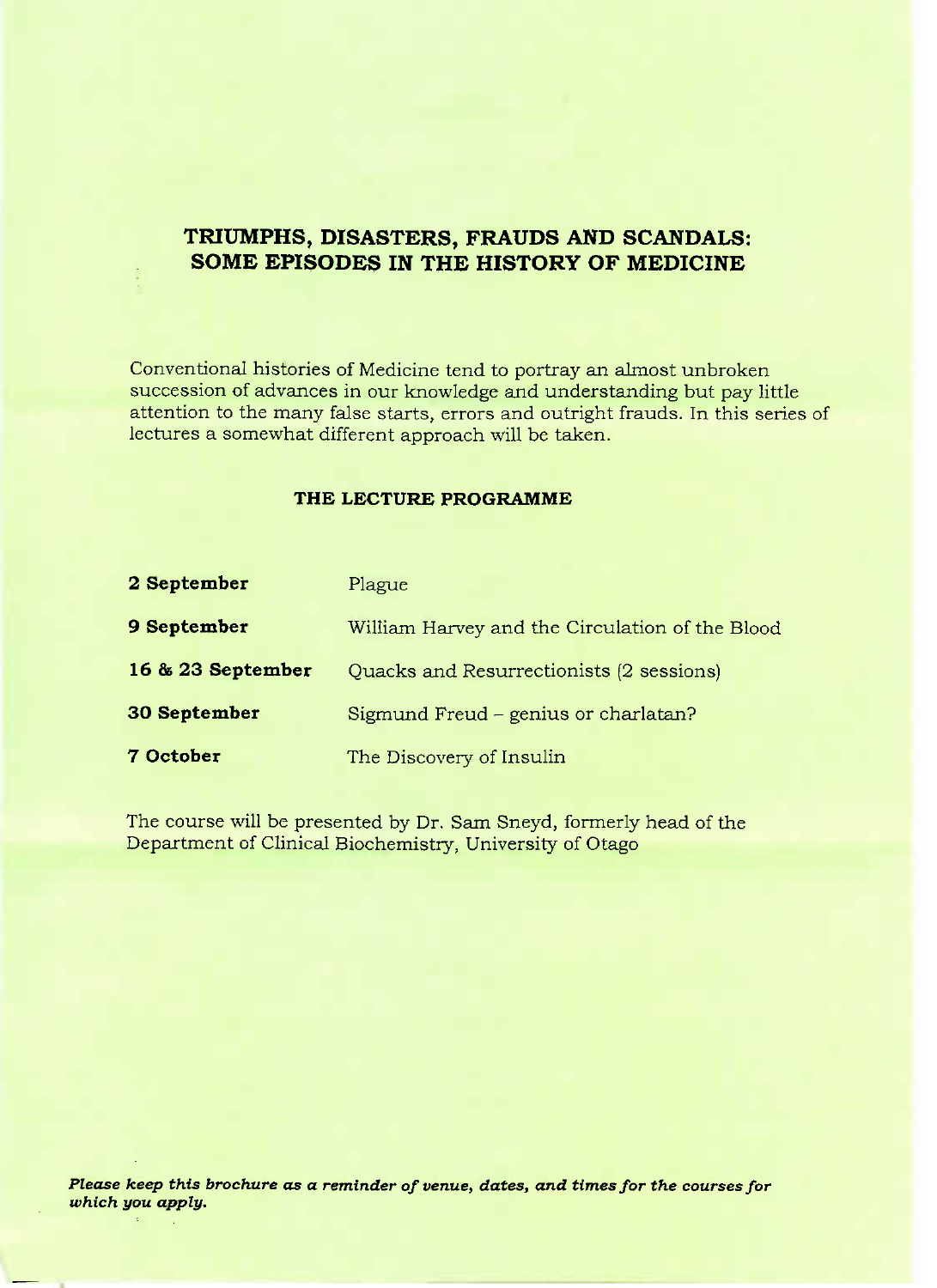## TRIUMPHS, DISASTERS, FRAUDS AND SCANDALS: SOME EPISODES IN THE HISTORY OF MEDICINE

Conventional histories of Medicine tend to portray an almost unbroken succession of advances in our knowledge and understanding but pay little attention to the many false starts, errors and outright frauds. In this series of lectures a somewhat different approach will be taken.

### THE LECTURE PROGRAMME

| | |
|---|---|
| **2 September** | Plague |
| **9 September** | William Harvey and the Circulation of the Blood |
| **16 & 23 September** | Quacks and Resurrectionists (2 sessions) |
| **30 September** | Sigmund Freud – genius or charlatan? |
| **7 October** | The Discovery of Insulin |

The course will be presented by Dr. Sam Sneyd, formerly head of the Department of Clinical Biochemistry, University of Otago

***Please keep this brochure as a reminder of venue, dates, and times for the courses for which you apply.***